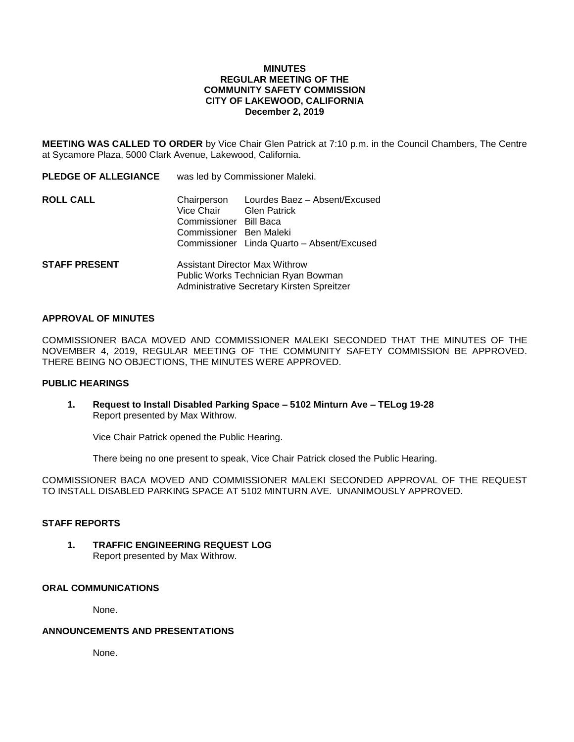**MINUTES**
**REGULAR MEETING OF THE**
**COMMUNITY SAFETY COMMISSION**
**CITY OF LAKEWOOD, CALIFORNIA**
**December 2, 2019**

**MEETING WAS CALLED TO ORDER** by Vice Chair Glen Patrick at 7:10 p.m. in the Council Chambers, The Centre at Sycamore Plaza, 5000 Clark Avenue, Lakewood, California.

**PLEDGE OF ALLEGIANCE** was led by Commissioner Maleki.

**ROLL CALL**

| | |
|---|---|
| Chairperson | Lourdes Baez – Absent/Excused |
| Vice Chair | Glen Patrick |
| Commissioner | Bill Baca |
| Commissioner | Ben Maleki |
| Commissioner | Linda Quarto – Absent/Excused |

**STAFF PRESENT**

Assistant Director Max Withrow
Public Works Technician Ryan Bowman
Administrative Secretary Kirsten Spreitzer

**APPROVAL OF MINUTES**

COMMISSIONER BACA MOVED AND COMMISSIONER MALEKI SECONDED THAT THE MINUTES OF THE NOVEMBER 4, 2019, REGULAR MEETING OF THE COMMUNITY SAFETY COMMISSION BE APPROVED. THERE BEING NO OBJECTIONS, THE MINUTES WERE APPROVED.

**PUBLIC HEARINGS**

1. **Request to Install Disabled Parking Space – 5102 Minturn Ave – TELog 19-28**
   Report presented by Max Withrow.

   Vice Chair Patrick opened the Public Hearing.

   There being no one present to speak, Vice Chair Patrick closed the Public Hearing.

COMMISSIONER BACA MOVED AND COMMISSIONER MALEKI SECONDED APPROVAL OF THE REQUEST TO INSTALL DISABLED PARKING SPACE AT 5102 MINTURN AVE. UNANIMOUSLY APPROVED.

**STAFF REPORTS**

1. **TRAFFIC ENGINEERING REQUEST LOG**
   Report presented by Max Withrow.

**ORAL COMMUNICATIONS**

None.

**ANNOUNCEMENTS AND PRESENTATIONS**

None.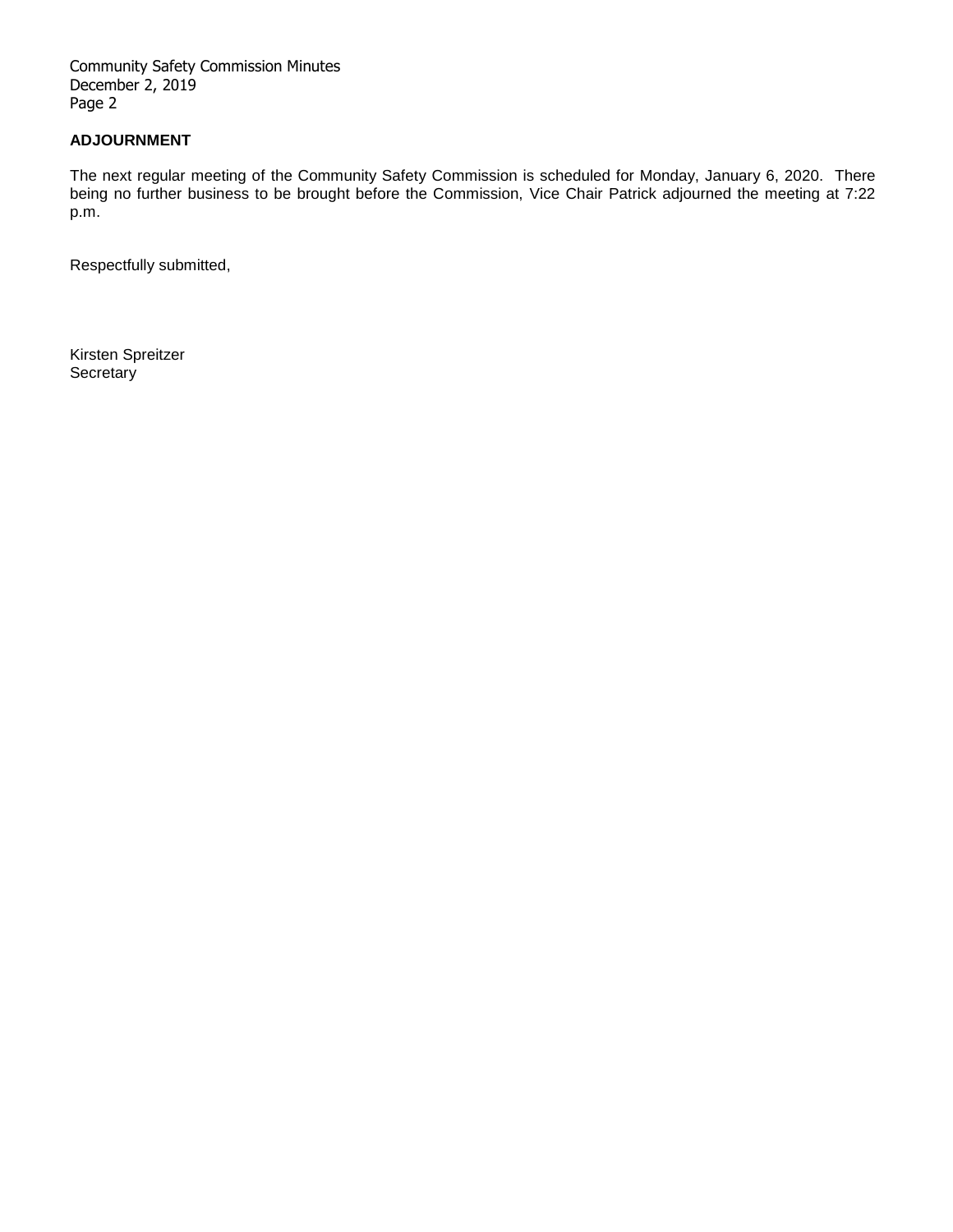**ADJOURNMENT**

The next regular meeting of the Community Safety Commission is scheduled for Monday, January 6, 2020. There being no further business to be brought before the Commission, Vice Chair Patrick adjourned the meeting at 7:22 p.m.

Respectfully submitted,

Kirsten Spreitzer
Secretary